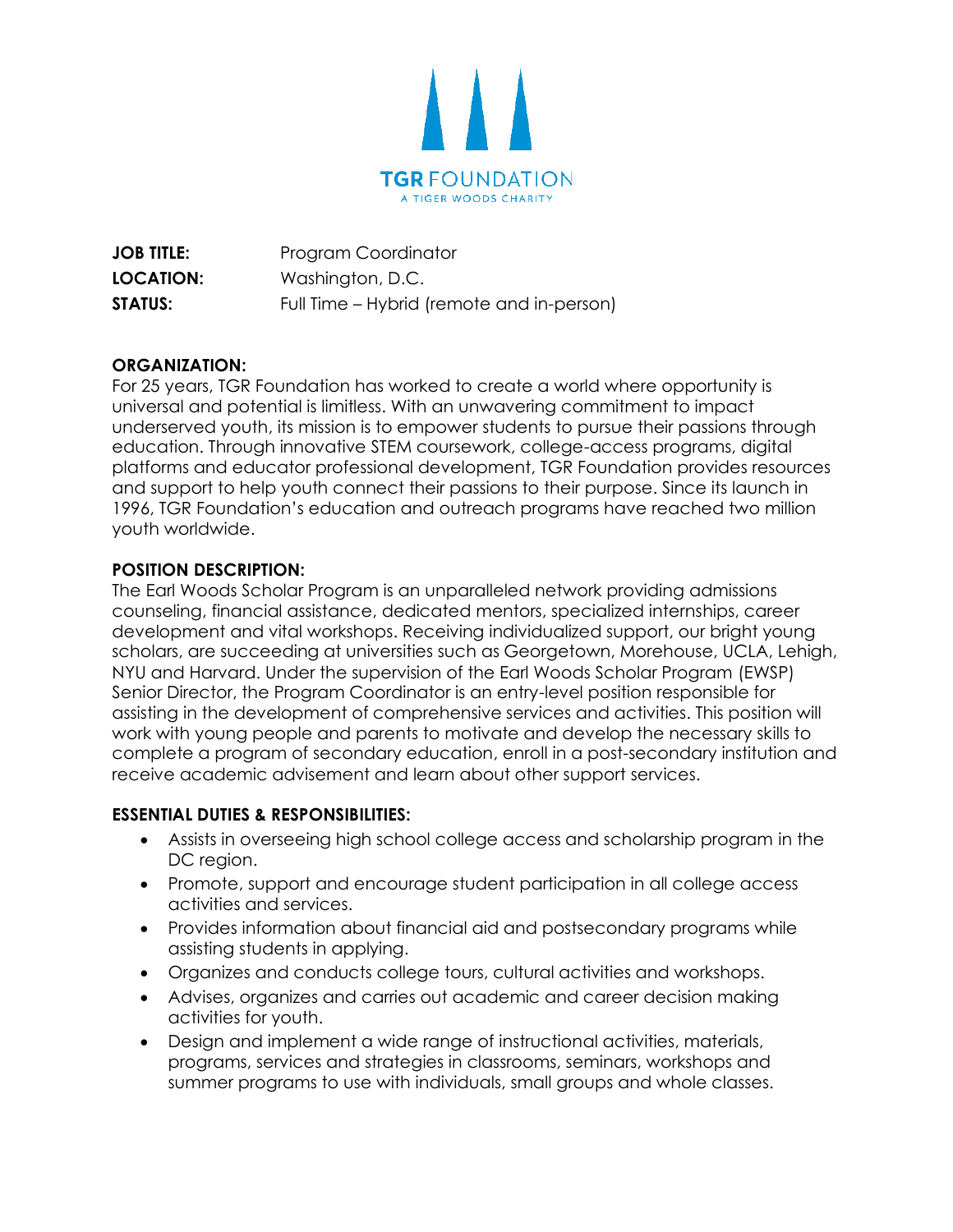TGR FOUNDATION

A TIGER WOODS CHARITY

**JOB TITLE:** Program Coordinator
**LOCATION:** Washington, D.C.
**STATUS:** Full Time – Hybrid (remote and in-person)

**ORGANIZATION:**
For 25 years, TGR Foundation has worked to create a world where opportunity is universal and potential is limitless. With an unwavering commitment to impact underserved youth, its mission is to empower students to pursue their passions through education. Through innovative STEM coursework, college-access programs, digital platforms and educator professional development, TGR Foundation provides resources and support to help youth connect their passions to their purpose. Since its launch in 1996, TGR Foundation's education and outreach programs have reached two million youth worldwide.

**POSITION DESCRIPTION:**
The Earl Woods Scholar Program is an unparalleled network providing admissions counseling, financial assistance, dedicated mentors, specialized internships, career development and vital workshops. Receiving individualized support, our bright young scholars, are succeeding at universities such as Georgetown, Morehouse, UCLA, Lehigh, NYU and Harvard. Under the supervision of the Earl Woods Scholar Program (EWSP) Senior Director, the Program Coordinator is an entry-level position responsible for assisting in the development of comprehensive services and activities. This position will work with young people and parents to motivate and develop the necessary skills to complete a program of secondary education, enroll in a post-secondary institution and receive academic advisement and learn about other support services.

**ESSENTIAL DUTIES & RESPONSIBILITIES:**

- Assists in overseeing high school college access and scholarship program in the DC region.
- Promote, support and encourage student participation in all college access activities and services.
- Provides information about financial aid and postsecondary programs while assisting students in applying.
- Organizes and conducts college tours, cultural activities and workshops.
- Advises, organizes and carries out academic and career decision making activities for youth.
- Design and implement a wide range of instructional activities, materials, programs, services and strategies in classrooms, seminars, workshops and summer programs to use with individuals, small groups and whole classes.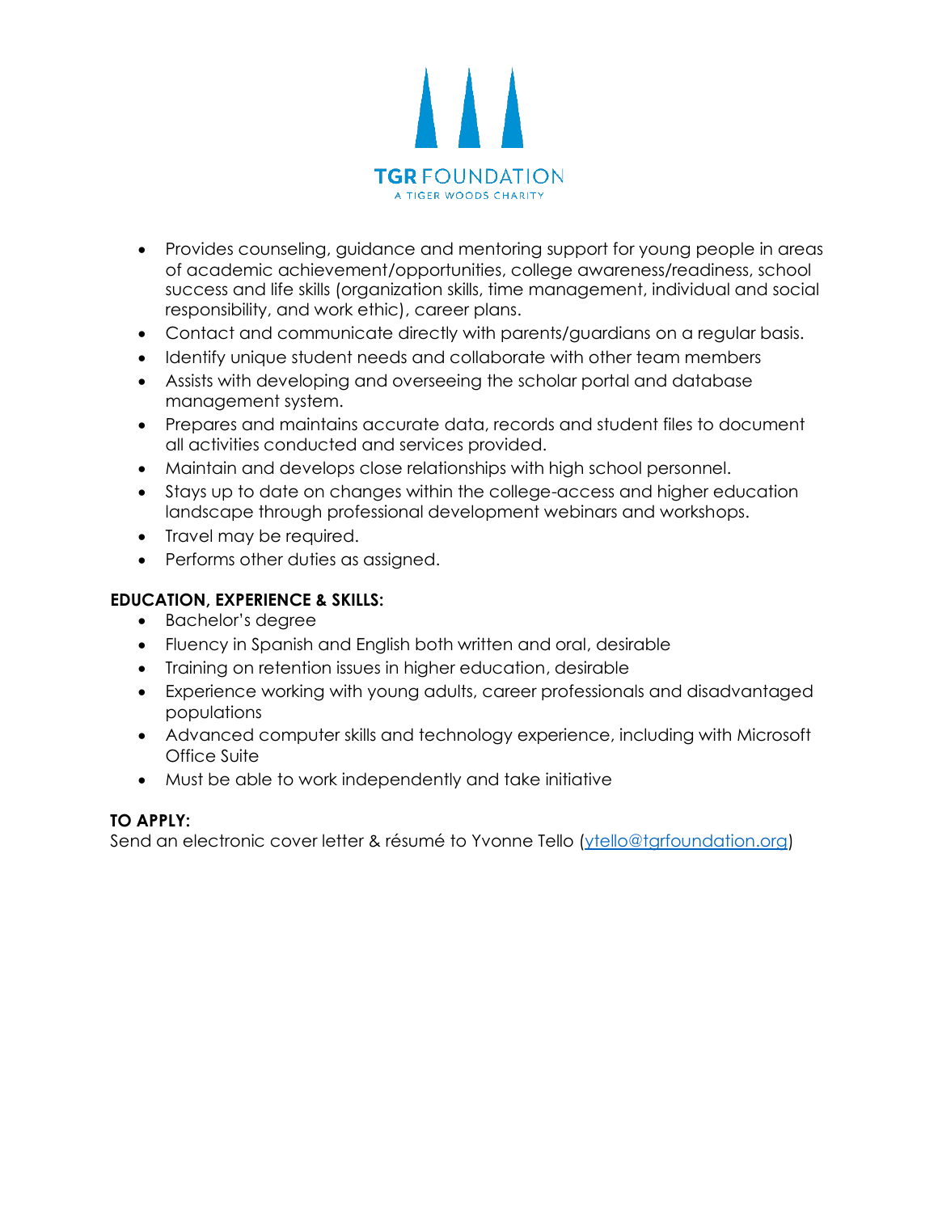TGR FOUNDATION
A TIGER WOODS CHARITY

- Provides counseling, guidance and mentoring support for young people in areas of academic achievement/opportunities, college awareness/readiness, school success and life skills (organization skills, time management, individual and social responsibility, and work ethic), career plans.
- Contact and communicate directly with parents/guardians on a regular basis.
- Identify unique student needs and collaborate with other team members
- Assists with developing and overseeing the scholar portal and database management system.
- Prepares and maintains accurate data, records and student files to document all activities conducted and services provided.
- Maintain and develops close relationships with high school personnel.
- Stays up to date on changes within the college-access and higher education landscape through professional development webinars and workshops.
- Travel may be required.
- Performs other duties as assigned.

**EDUCATION, EXPERIENCE & SKILLS:**

- Bachelor's degree
- Fluency in Spanish and English both written and oral, desirable
- Training on retention issues in higher education, desirable
- Experience working with young adults, career professionals and disadvantaged populations
- Advanced computer skills and technology experience, including with Microsoft Office Suite
- Must be able to work independently and take initiative

**TO APPLY:**

Send an electronic cover letter & résumé to Yvonne Tello (ytello@tgrfoundation.org)